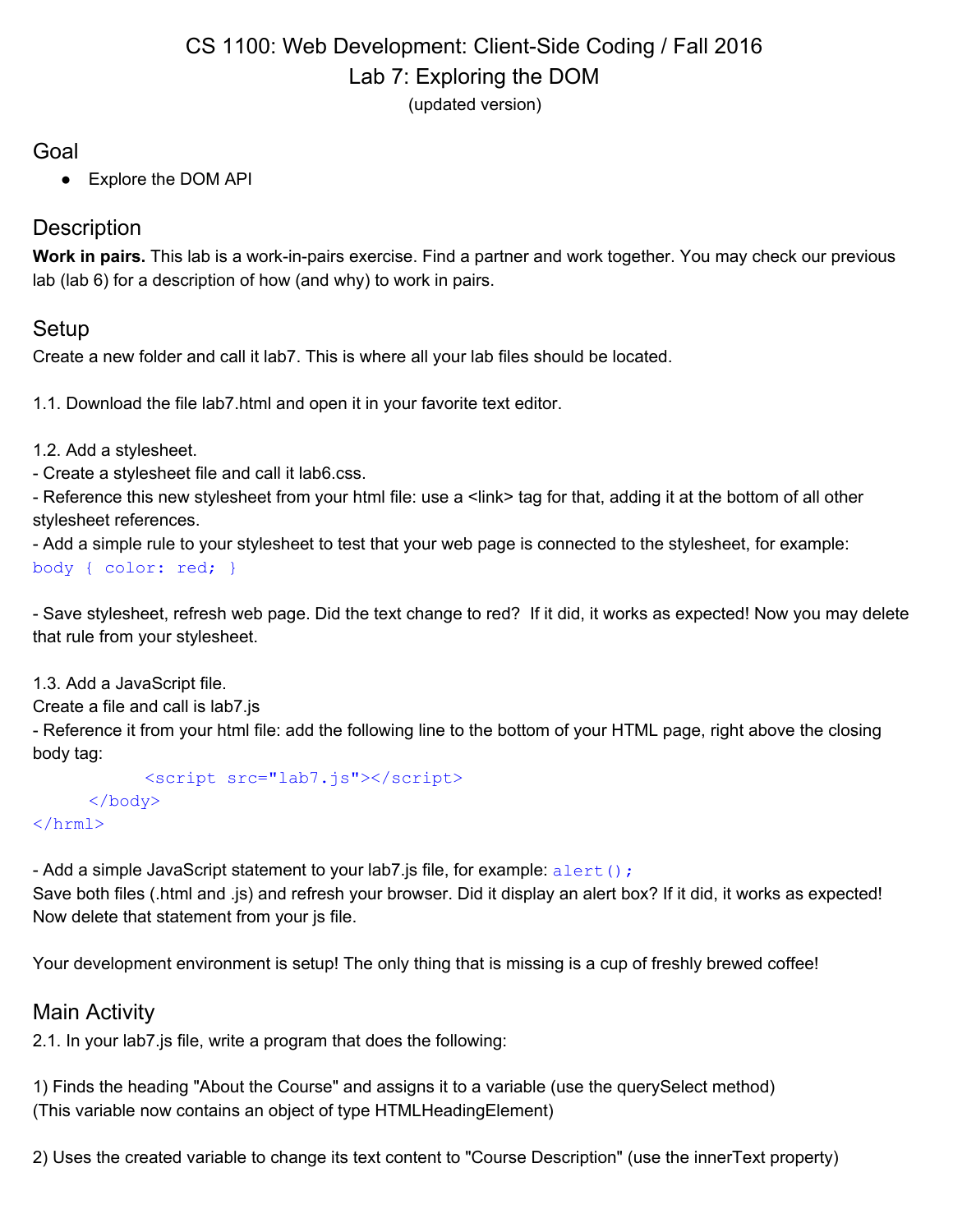# CS 1100: Web Development: Client-Side Coding / Fall 2016
# Lab 7: Exploring the DOM

(updated version)

## Goal

- Explore the DOM API

## Description

**Work in pairs.** This lab is a work-in-pairs exercise. Find a partner and work together. You may check our previous lab (lab 6) for a description of how (and why) to work in pairs.

## Setup

Create a new folder and call it lab7. This is where all your lab files should be located.

1.1. Download the file lab7.html and open it in your favorite text editor.

1.2. Add a stylesheet.
- Create a stylesheet file and call it lab6.css.
- Reference this new stylesheet from your html file: use a <link> tag for that, adding it at the bottom of all other stylesheet references.
- Add a simple rule to your stylesheet to test that your web page is connected to the stylesheet, for example:

```
body { color: red; }
```

- Save stylesheet, refresh web page. Did the text change to red? If it did, it works as expected! Now you may delete that rule from your stylesheet.

1.3. Add a JavaScript file.
Create a file and call is lab7.js
- Reference it from your html file: add the following line to the bottom of your HTML page, right above the closing body tag:

```
        <script src="lab7.js"></script>
    </body>
</hrml>
```

- Add a simple JavaScript statement to your lab7.js file, for example: `alert();`
Save both files (.html and .js) and refresh your browser. Did it display an alert box? If it did, it works as expected! Now delete that statement from your js file.

Your development environment is setup! The only thing that is missing is a cup of freshly brewed coffee!

## Main Activity

2.1. In your lab7.js file, write a program that does the following:

1) Finds the heading "About the Course" and assigns it to a variable (use the querySelect method)
(This variable now contains an object of type HTMLHeadingElement)

2) Uses the created variable to change its text content to "Course Description" (use the innerText property)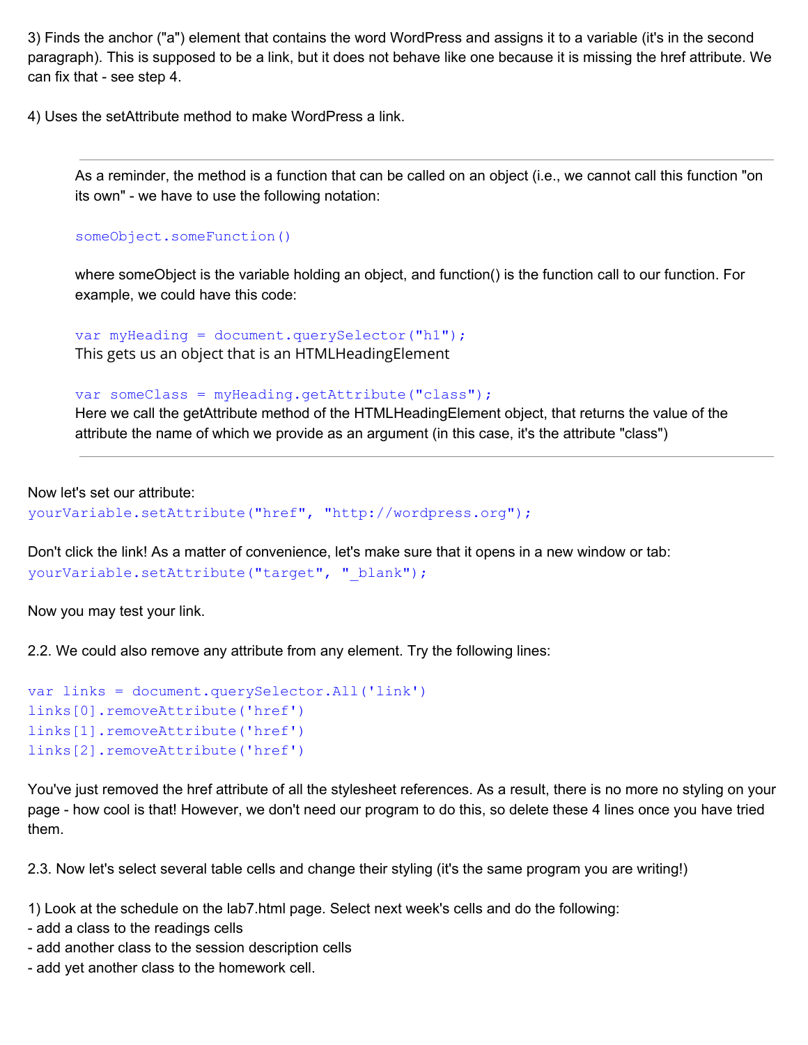3) Finds the anchor ("a") element that contains the word WordPress and assigns it to a variable (it's in the second paragraph). This is supposed to be a link, but it does not behave like one because it is missing the href attribute. We can fix that - see step 4.

4) Uses the setAttribute method to make WordPress a link.

---

> As a reminder, the method is a function that can be called on an object (i.e., we cannot call this function "on its own" - we have to use the following notation:
>
> ```
> someObject.someFunction()
> ```
>
> where someObject is the variable holding an object, and function() is the function call to our function. For example, we could have this code:
>
> ```
> var myHeading = document.querySelector("h1");
> ```
> This gets us an object that is an HTMLHeadingElement
>
> ```
> var someClass = myHeading.getAttribute("class");
> ```
> Here we call the getAttribute method of the HTMLHeadingElement object, that returns the value of the attribute the name of which we provide as an argument (in this case, it's the attribute "class")

---

Now let's set our attribute:

```
yourVariable.setAttribute("href", "http://wordpress.org");
```

Don't click the link! As a matter of convenience, let's make sure that it opens in a new window or tab:

```
yourVariable.setAttribute("target", "_blank");
```

Now you may test your link.

2.2. We could also remove any attribute from any element. Try the following lines:

```
var links = document.querySelector.All('link')
links[0].removeAttribute('href')
links[1].removeAttribute('href')
links[2].removeAttribute('href')
```

You've just removed the href attribute of all the stylesheet references. As a result, there is no more no styling on your page - how cool is that! However, we don't need our program to do this, so delete these 4 lines once you have tried them.

2.3. Now let's select several table cells and change their styling (it's the same program you are writing!)

1) Look at the schedule on the lab7.html page. Select next week's cells and do the following:
- add a class to the readings cells
- add another class to the session description cells
- add yet another class to the homework cell.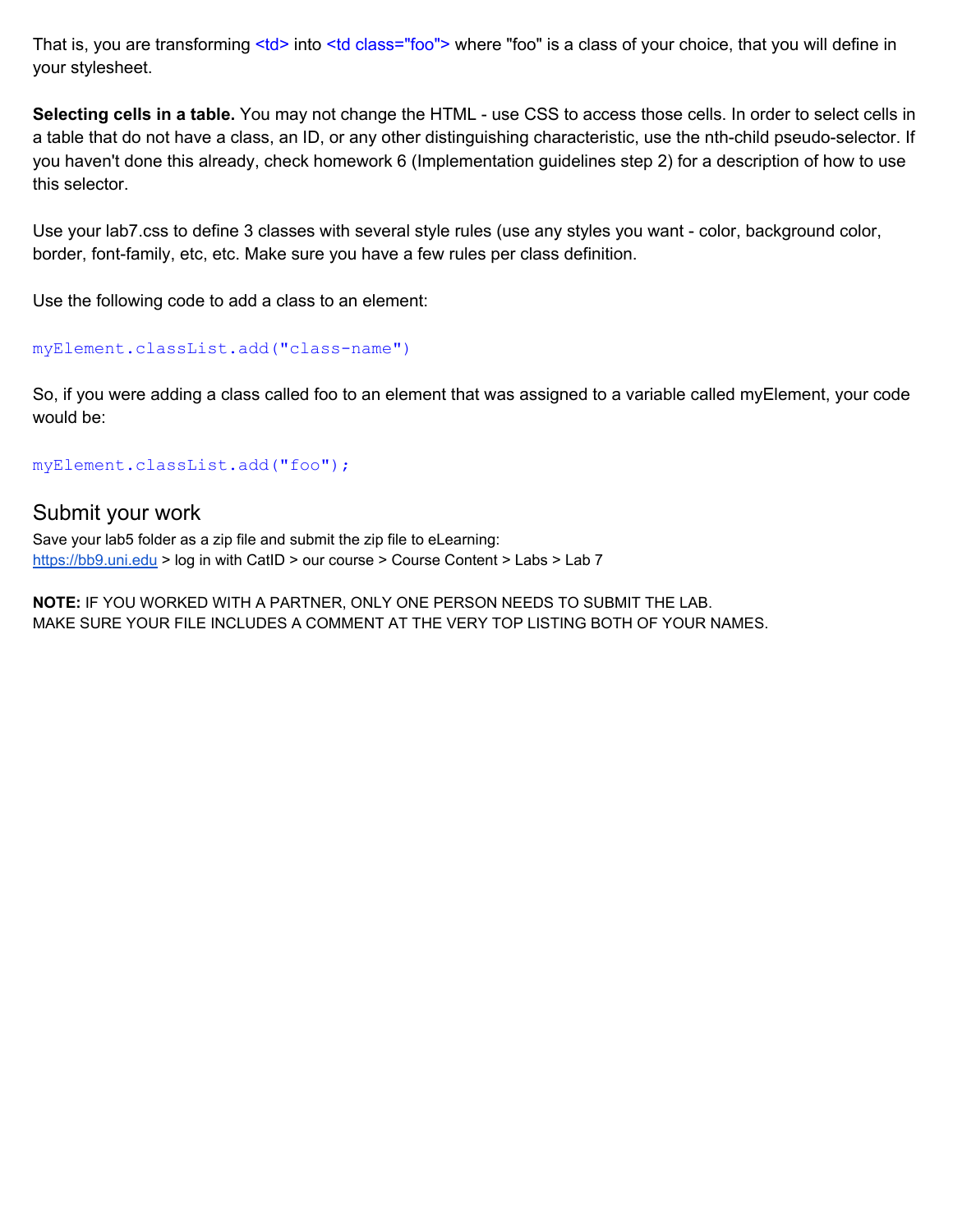That is, you are transforming `<td>` into `<td class="foo">` where "foo" is a class of your choice, that you will define in your stylesheet.

**Selecting cells in a table.** You may not change the HTML - use CSS to access those cells. In order to select cells in a table that do not have a class, an ID, or any other distinguishing characteristic, use the nth-child pseudo-selector. If you haven't done this already, check homework 6 (Implementation guidelines step 2) for a description of how to use this selector.

Use your lab7.css to define 3 classes with several style rules (use any styles you want - color, background color, border, font-family, etc, etc. Make sure you have a few rules per class definition.

Use the following code to add a class to an element:

```
myElement.classList.add("class-name")
```

So, if you were adding a class called foo to an element that was assigned to a variable called myElement, your code would be:

```
myElement.classList.add("foo");
```

## Submit your work

Save your lab5 folder as a zip file and submit the zip file to eLearning:
https://bb9.uni.edu > log in with CatID > our course > Course Content > Labs > Lab 7

**NOTE:** IF YOU WORKED WITH A PARTNER, ONLY ONE PERSON NEEDS TO SUBMIT THE LAB.
MAKE SURE YOUR FILE INCLUDES A COMMENT AT THE VERY TOP LISTING BOTH OF YOUR NAMES.